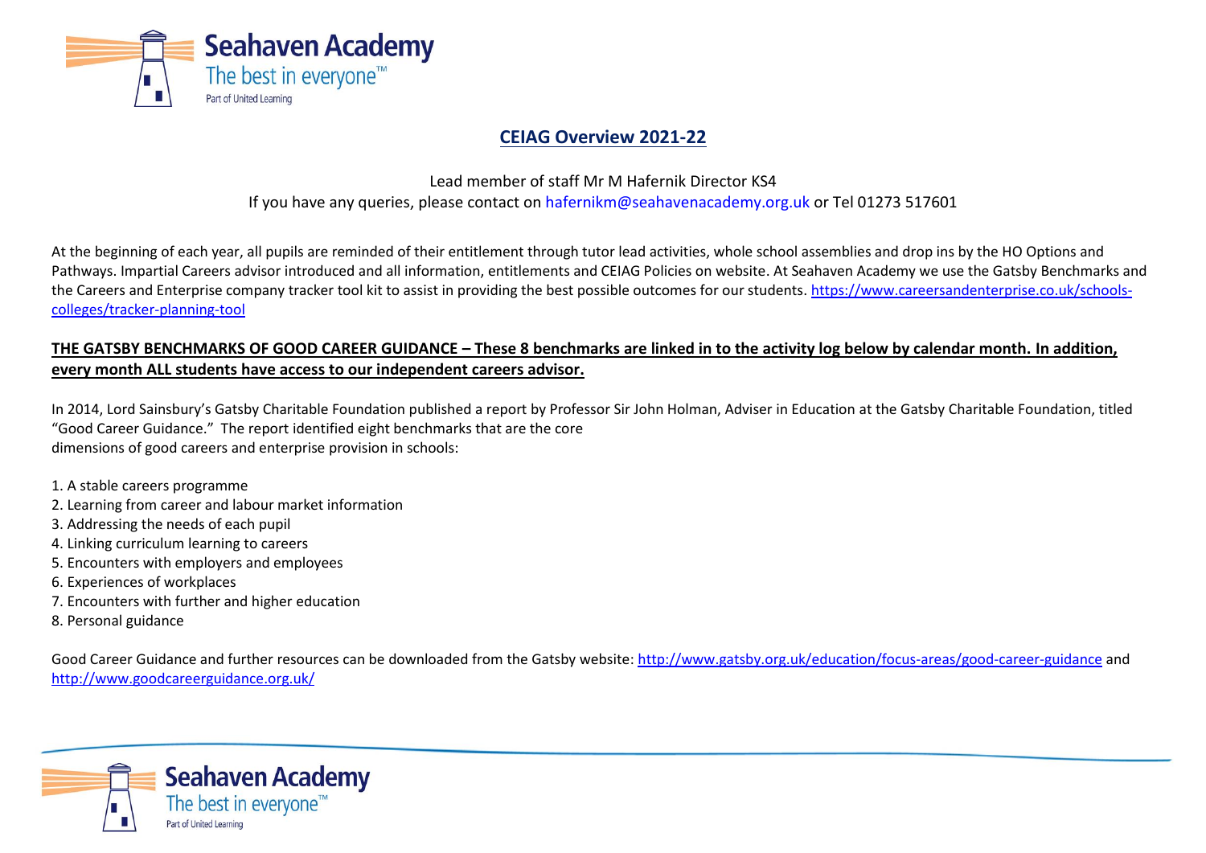# CEIAG Overview 2021-22

Lead member of staff Mr M Hafernik Director KS4
If you have any queries, please contact on hafernikm@seahavenacademy.org.uk or Tel 01273 517601

At the beginning of each year, all pupils are reminded of their entitlement through tutor lead activities, whole school assemblies and drop ins by the HO Options and Pathways. Impartial Careers advisor introduced and all information, entitlements and CEIAG Policies on website. At Seahaven Academy we use the Gatsby Benchmarks and the Careers and Enterprise company tracker tool kit to assist in providing the best possible outcomes for our students. https://www.careersandenterprise.co.uk/schools-colleges/tracker-planning-tool

**THE GATSBY BENCHMARKS OF GOOD CAREER GUIDANCE – These 8 benchmarks are linked in to the activity log below by calendar month. In addition, every month ALL students have access to our independent careers advisor.**

In 2014, Lord Sainsbury's Gatsby Charitable Foundation published a report by Professor Sir John Holman, Adviser in Education at the Gatsby Charitable Foundation, titled "Good Career Guidance." The report identified eight benchmarks that are the core dimensions of good careers and enterprise provision in schools:

1. A stable careers programme
2. Learning from career and labour market information
3. Addressing the needs of each pupil
4. Linking curriculum learning to careers
5. Encounters with employers and employees
6. Experiences of workplaces
7. Encounters with further and higher education
8. Personal guidance

Good Career Guidance and further resources can be downloaded from the Gatsby website: http://www.gatsby.org.uk/education/focus-areas/good-career-guidance and http://www.goodcareerguidance.org.uk/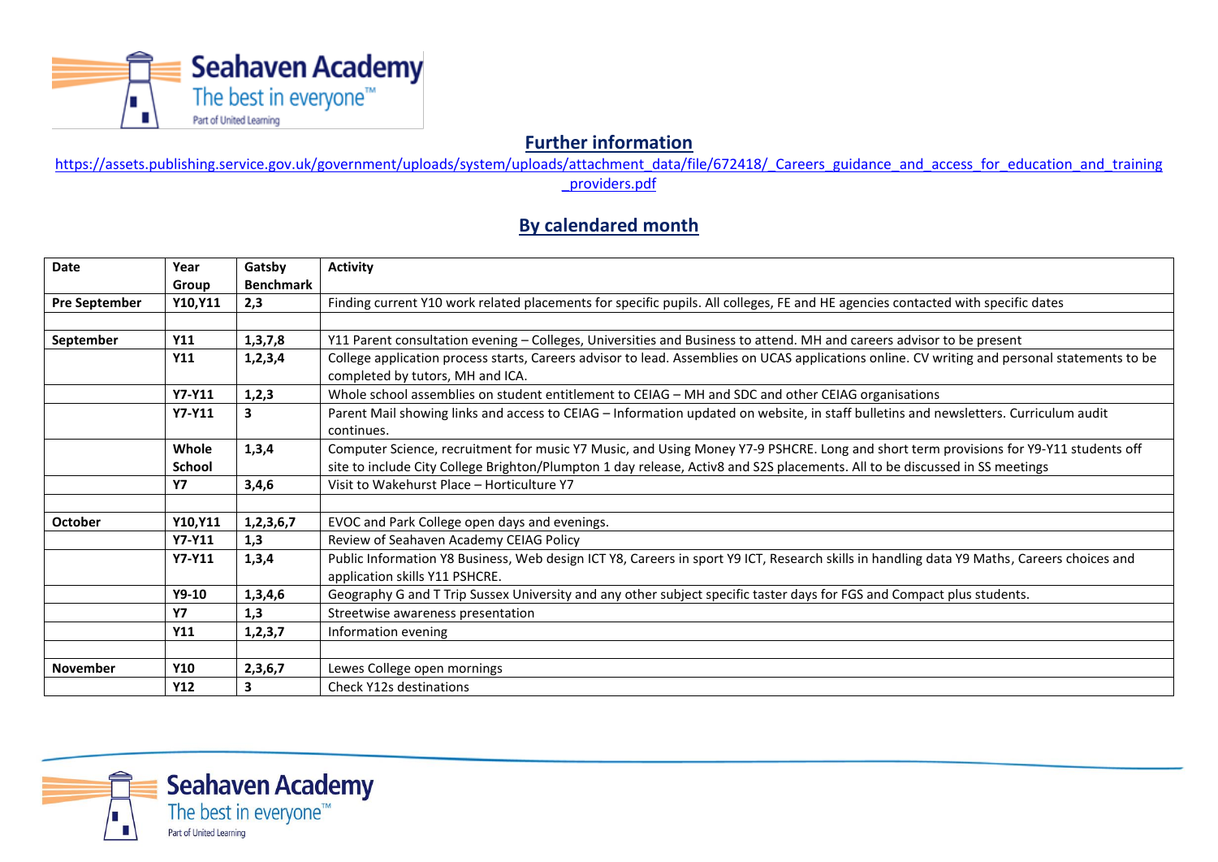## Further information

https://assets.publishing.service.gov.uk/government/uploads/system/uploads/attachment_data/file/672418/_Careers_guidance_and_access_for_education_and_training_providers.pdf

## By calendared month

| Date | Year Group | Gatsby Benchmark | Activity |
|---|---|---|---|
| **Pre September** | **Y10,Y11** | **2,3** | Finding current Y10 work related placements for specific pupils. All colleges, FE and HE agencies contacted with specific dates |
| | | | |
| **September** | **Y11** | **1,3,7,8** | Y11 Parent consultation evening – Colleges, Universities and Business to attend. MH and careers advisor to be present |
| | **Y11** | **1,2,3,4** | College application process starts, Careers advisor to lead. Assemblies on UCAS applications online. CV writing and personal statements to be completed by tutors, MH and ICA. |
| | **Y7-Y11** | **1,2,3** | Whole school assemblies on student entitlement to CEIAG – MH and SDC and other CEIAG organisations |
| | **Y7-Y11** | **3** | Parent Mail showing links and access to CEIAG – Information updated on website, in staff bulletins and newsletters. Curriculum audit continues. |
| | **Whole School** | **1,3,4** | Computer Science, recruitment for music Y7 Music, and Using Money Y7-9 PSHCRE. Long and short term provisions for Y9-Y11 students off site to include City College Brighton/Plumpton 1 day release, Activ8 and S2S placements. All to be discussed in SS meetings |
| | **Y7** | **3,4,6** | Visit to Wakehurst Place – Horticulture Y7 |
| | | | |
| **October** | **Y10,Y11** | **1,2,3,6,7** | EVOC and Park College open days and evenings. |
| | **Y7-Y11** | **1,3** | Review of Seahaven Academy CEIAG Policy |
| | **Y7-Y11** | **1,3,4** | Public Information Y8 Business, Web design ICT Y8, Careers in sport Y9 ICT, Research skills in handling data Y9 Maths, Careers choices and application skills Y11 PSHCRE. |
| | **Y9-10** | **1,3,4,6** | Geography G and T Trip Sussex University and any other subject specific taster days for FGS and Compact plus students. |
| | **Y7** | **1,3** | Streetwise awareness presentation |
| | **Y11** | **1,2,3,7** | Information evening |
| | | | |
| **November** | **Y10** | **2,3,6,7** | Lewes College open mornings |
| | **Y12** | **3** | Check Y12s destinations |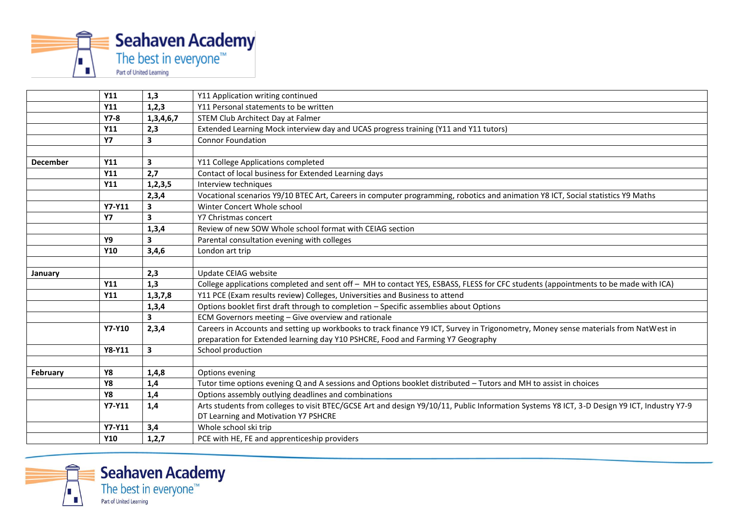|  |  |  |  |
|---|---|---|---|
|  | **Y11** | **1,3** | Y11 Application writing continued |
|  | **Y11** | **1,2,3** | Y11 Personal statements to be written |
|  | **Y7-8** | **1,3,4,6,7** | STEM Club Architect Day at Falmer |
|  | **Y11** | **2,3** | Extended Learning Mock interview day and UCAS progress training (Y11 and Y11 tutors) |
|  | **Y7** | **3** | Connor Foundation |
|  |  |  |  |
| **December** | **Y11** | **3** | Y11 College Applications completed |
|  | **Y11** | **2,7** | Contact of local business for Extended Learning days |
|  | **Y11** | **1,2,3,5** | Interview techniques |
|  |  | **2,3,4** | Vocational scenarios Y9/10 BTEC Art, Careers in computer programming, robotics and animation Y8 ICT, Social statistics Y9 Maths |
|  | **Y7-Y11** | **3** | Winter Concert Whole school |
|  | **Y7** | **3** | Y7 Christmas concert |
|  |  | **1,3,4** | Review of new SOW Whole school format with CEIAG section |
|  | **Y9** | **3** | Parental consultation evening with colleges |
|  | **Y10** | **3,4,6** | London art trip |
|  |  |  |  |
| **January** |  | **2,3** | Update CEIAG website |
|  | **Y11** | **1,3** | College applications completed and sent off – MH to contact YES, ESBASS, FLESS for CFC students (appointments to be made with ICA) |
|  | **Y11** | **1,3,7,8** | Y11 PCE (Exam results review) Colleges, Universities and Business to attend |
|  |  | **1,3,4** | Options booklet first draft through to completion – Specific assemblies about Options |
|  |  | **3** | ECM Governors meeting – Give overview and rationale |
|  | **Y7-Y10** | **2,3,4** | Careers in Accounts and setting up workbooks to track finance Y9 ICT, Survey in Trigonometry, Money sense materials from NatWest in preparation for Extended learning day Y10 PSHCRE, Food and Farming Y7 Geography |
|  | **Y8-Y11** | **3** | School production |
|  |  |  |  |
| **February** | **Y8** | **1,4,8** | Options evening |
|  | **Y8** | **1,4** | Tutor time options evening Q and A sessions and Options booklet distributed – Tutors and MH to assist in choices |
|  | **Y8** | **1,4** | Options assembly outlying deadlines and combinations |
|  | **Y7-Y11** | **1,4** | Arts students from colleges to visit BTEC/GCSE Art and design Y9/10/11, Public Information Systems Y8 ICT, 3-D Design Y9 ICT, Industry Y7-9 DT Learning and Motivation Y7 PSHCRE |
|  | **Y7-Y11** | **3,4** | Whole school ski trip |
|  | **Y10** | **1,2,7** | PCE with HE, FE and apprenticeship providers |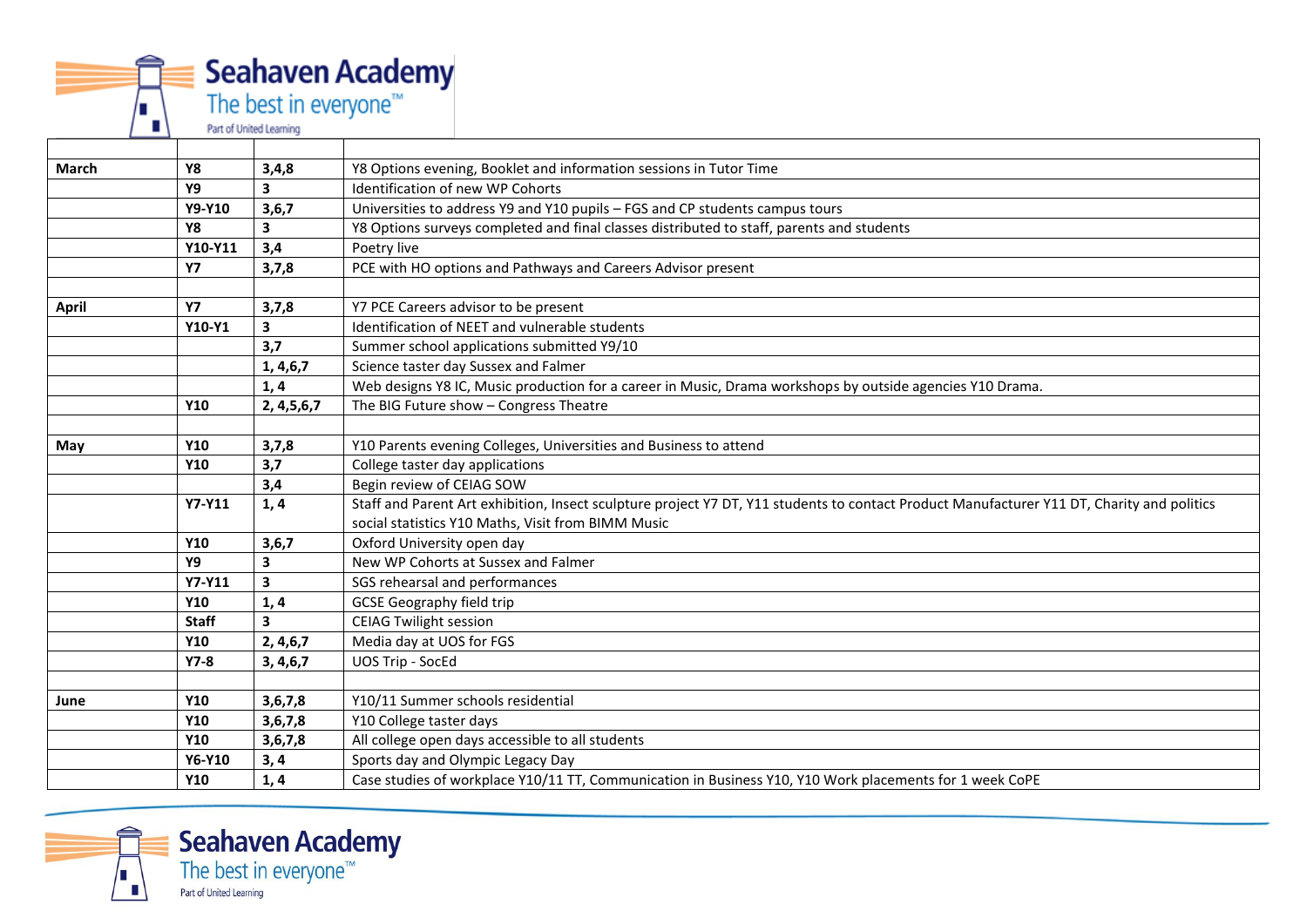| | | | |
|---|---|---|---|
| **March** | **Y8** | **3,4,8** | Y8 Options evening, Booklet and information sessions in Tutor Time |
| | **Y9** | **3** | Identification of new WP Cohorts |
| | **Y9-Y10** | **3,6,7** | Universities to address Y9 and Y10 pupils – FGS and CP students campus tours |
| | **Y8** | **3** | Y8 Options surveys completed and final classes distributed to staff, parents and students |
| | **Y10-Y11** | **3,4** | Poetry live |
| | **Y7** | **3,7,8** | PCE with HO options and Pathways and Careers Advisor present |
| | | | |
| **April** | **Y7** | **3,7,8** | Y7 PCE Careers advisor to be present |
| | **Y10-Y1** | **3** | Identification of NEET and vulnerable students |
| | | **3,7** | Summer school applications submitted Y9/10 |
| | | **1, 4,6,7** | Science taster day Sussex and Falmer |
| | | **1, 4** | Web designs Y8 IC, Music production for a career in Music, Drama workshops by outside agencies Y10 Drama. |
| | **Y10** | **2, 4,5,6,7** | The BIG Future show – Congress Theatre |
| | | | |
| **May** | **Y10** | **3,7,8** | Y10 Parents evening Colleges, Universities and Business to attend |
| | **Y10** | **3,7** | College taster day applications |
| | | **3,4** | Begin review of CEIAG SOW |
| | **Y7-Y11** | **1, 4** | Staff and Parent Art exhibition, Insect sculpture project Y7 DT, Y11 students to contact Product Manufacturer Y11 DT, Charity and politics social statistics Y10 Maths, Visit from BIMM Music |
| | **Y10** | **3,6,7** | Oxford University open day |
| | **Y9** | **3** | New WP Cohorts at Sussex and Falmer |
| | **Y7-Y11** | **3** | SGS rehearsal and performances |
| | **Y10** | **1, 4** | GCSE Geography field trip |
| | **Staff** | **3** | CEIAG Twilight session |
| | **Y10** | **2, 4,6,7** | Media day at UOS for FGS |
| | **Y7-8** | **3, 4,6,7** | UOS Trip - SocEd |
| | | | |
| **June** | **Y10** | **3,6,7,8** | Y10/11 Summer schools residential |
| | **Y10** | **3,6,7,8** | Y10 College taster days |
| | **Y10** | **3,6,7,8** | All college open days accessible to all students |
| | **Y6-Y10** | **3, 4** | Sports day and Olympic Legacy Day |
| | **Y10** | **1, 4** | Case studies of workplace Y10/11 TT, Communication in Business Y10, Y10 Work placements for 1 week CoPE |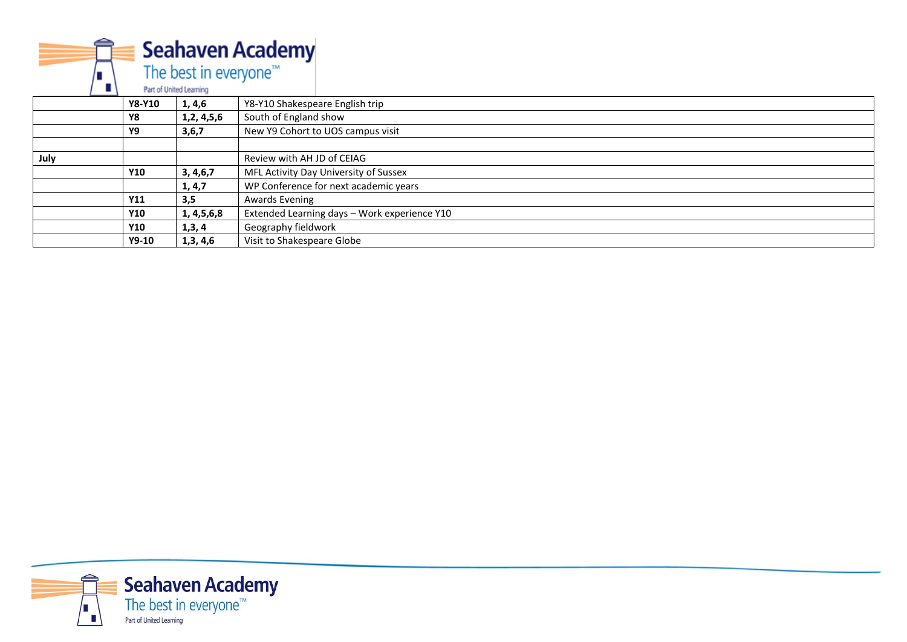| | | | |
|---|---|---|---|
| | **Y8-Y10** | **1, 4,6** | Y8-Y10 Shakespeare English trip |
| | **Y8** | **1,2, 4,5,6** | South of England show |
| | **Y9** | **3,6,7** | New Y9 Cohort to UOS campus visit |
| | | | |
| **July** | | | Review with AH JD of CEIAG |
| | **Y10** | **3, 4,6,7** | MFL Activity Day University of Sussex |
| | | **1, 4,7** | WP Conference for next academic years |
| | **Y11** | **3,5** | Awards Evening |
| | **Y10** | **1, 4,5,6,8** | Extended Learning days – Work experience Y10 |
| | **Y10** | **1,3, 4** | Geography fieldwork |
| | **Y9-10** | **1,3, 4,6** | Visit to Shakespeare Globe |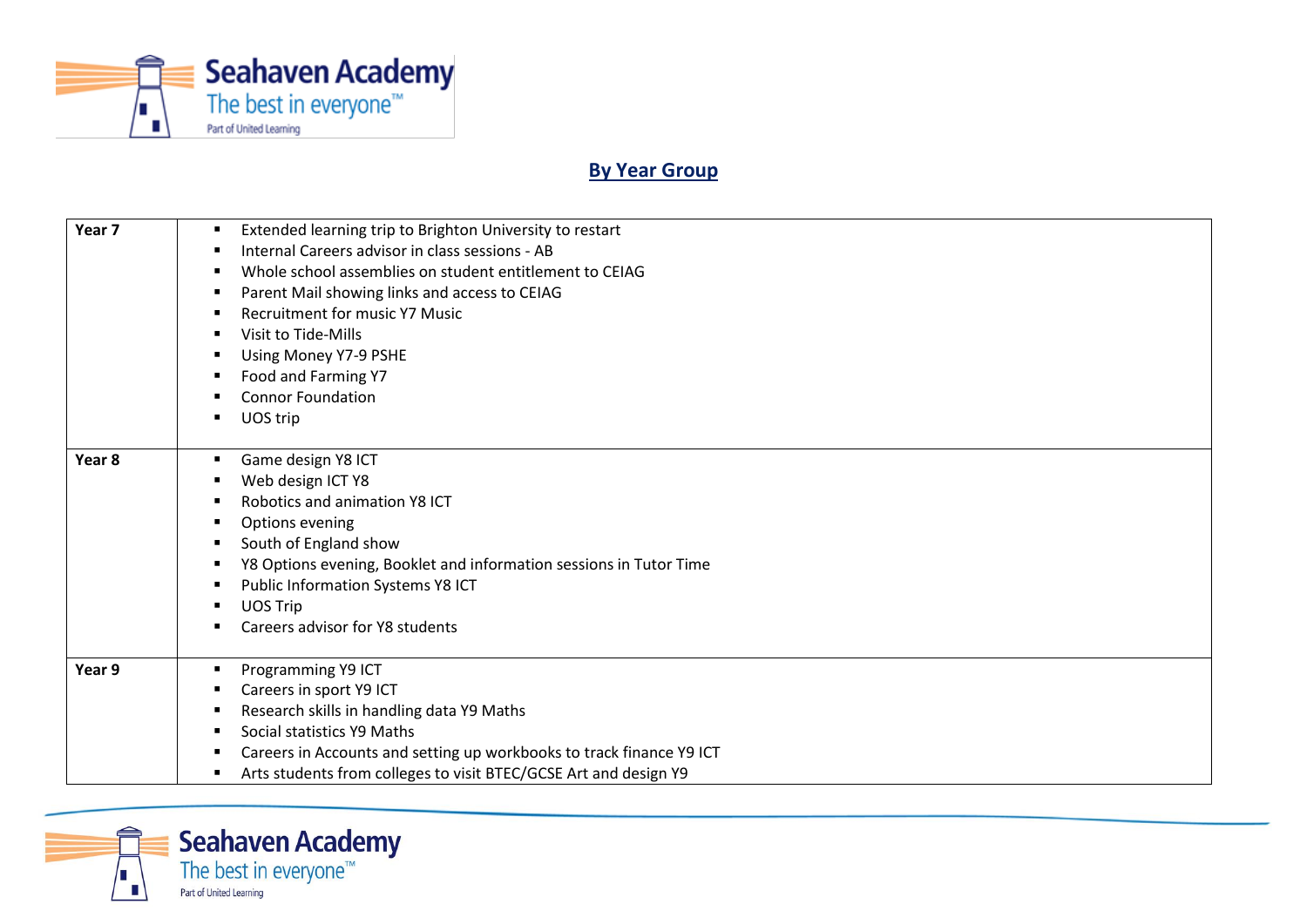## By Year Group

| | |
|---|---|
| **Year 7** | ▪ Extended learning trip to Brighton University to restart<br>▪ Internal Careers advisor in class sessions - AB<br>▪ Whole school assemblies on student entitlement to CEIAG<br>▪ Parent Mail showing links and access to CEIAG<br>▪ Recruitment for music Y7 Music<br>▪ Visit to Tide-Mills<br>▪ Using Money Y7-9 PSHE<br>▪ Food and Farming Y7<br>▪ Connor Foundation<br>▪ UOS trip |
| **Year 8** | ▪ Game design Y8 ICT<br>▪ Web design ICT Y8<br>▪ Robotics and animation Y8 ICT<br>▪ Options evening<br>▪ South of England show<br>▪ Y8 Options evening, Booklet and information sessions in Tutor Time<br>▪ Public Information Systems Y8 ICT<br>▪ UOS Trip<br>▪ Careers advisor for Y8 students |
| **Year 9** | ▪ Programming Y9 ICT<br>▪ Careers in sport Y9 ICT<br>▪ Research skills in handling data Y9 Maths<br>▪ Social statistics Y9 Maths<br>▪ Careers in Accounts and setting up workbooks to track finance Y9 ICT<br>▪ Arts students from colleges to visit BTEC/GCSE Art and design Y9 |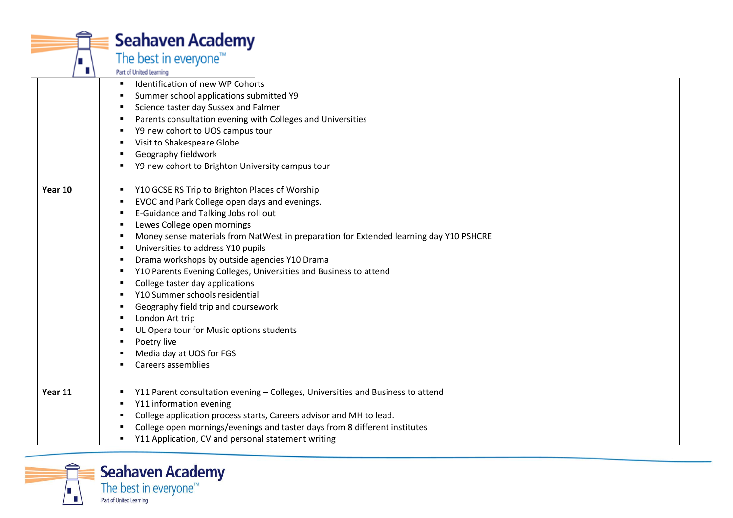| | |
|---|---|
| | ▪ Identification of new WP Cohorts<br>▪ Summer school applications submitted Y9<br>▪ Science taster day Sussex and Falmer<br>▪ Parents consultation evening with Colleges and Universities<br>▪ Y9 new cohort to UOS campus tour<br>▪ Visit to Shakespeare Globe<br>▪ Geography fieldwork<br>▪ Y9 new cohort to Brighton University campus tour |
| **Year 10** | ▪ Y10 GCSE RS Trip to Brighton Places of Worship<br>▪ EVOC and Park College open days and evenings.<br>▪ E-Guidance and Talking Jobs roll out<br>▪ Lewes College open mornings<br>▪ Money sense materials from NatWest in preparation for Extended learning day Y10 PSHCRE<br>▪ Universities to address Y10 pupils<br>▪ Drama workshops by outside agencies Y10 Drama<br>▪ Y10 Parents Evening Colleges, Universities and Business to attend<br>▪ College taster day applications<br>▪ Y10 Summer schools residential<br>▪ Geography field trip and coursework<br>▪ London Art trip<br>▪ UL Opera tour for Music options students<br>▪ Poetry live<br>▪ Media day at UOS for FGS<br>▪ Careers assemblies |
| **Year 11** | ▪ Y11 Parent consultation evening – Colleges, Universities and Business to attend<br>▪ Y11 information evening<br>▪ College application process starts, Careers advisor and MH to lead.<br>▪ College open mornings/evenings and taster days from 8 different institutes<br>▪ Y11 Application, CV and personal statement writing |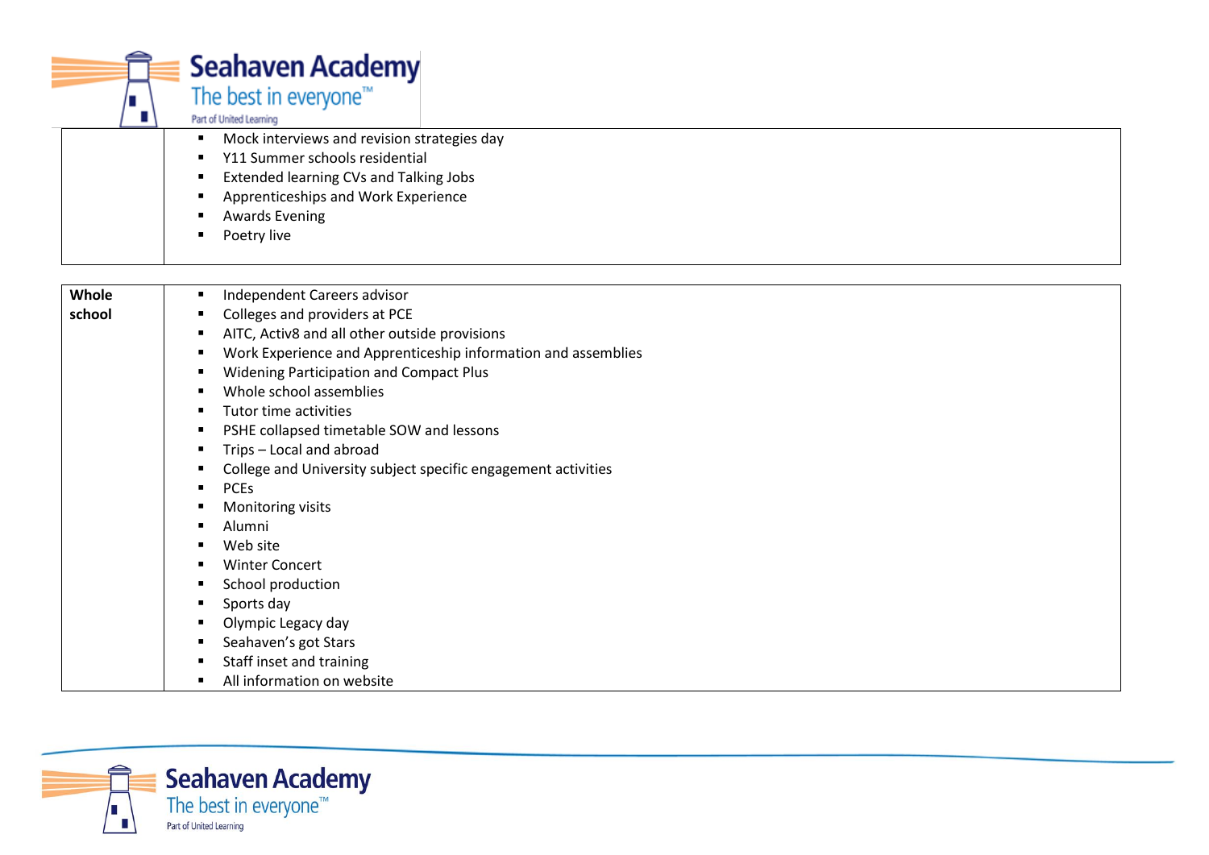| | |
|---|---|
| | <ul><li>Mock interviews and revision strategies day</li><li>Y11 Summer schools residential</li><li>Extended learning CVs and Talking Jobs</li><li>Apprenticeships and Work Experience</li><li>Awards Evening</li><li>Poetry live</li></ul> |

| | |
|---|---|
| **Whole school** | <ul><li>Independent Careers advisor</li><li>Colleges and providers at PCE</li><li>AITC, Activ8 and all other outside provisions</li><li>Work Experience and Apprenticeship information and assemblies</li><li>Widening Participation and Compact Plus</li><li>Whole school assemblies</li><li>Tutor time activities</li><li>PSHE collapsed timetable SOW and lessons</li><li>Trips – Local and abroad</li><li>College and University subject specific engagement activities</li><li>PCEs</li><li>Monitoring visits</li><li>Alumni</li><li>Web site</li><li>Winter Concert</li><li>School production</li><li>Sports day</li><li>Olympic Legacy day</li><li>Seahaven's got Stars</li><li>Staff inset and training</li><li>All information on website</li></ul> |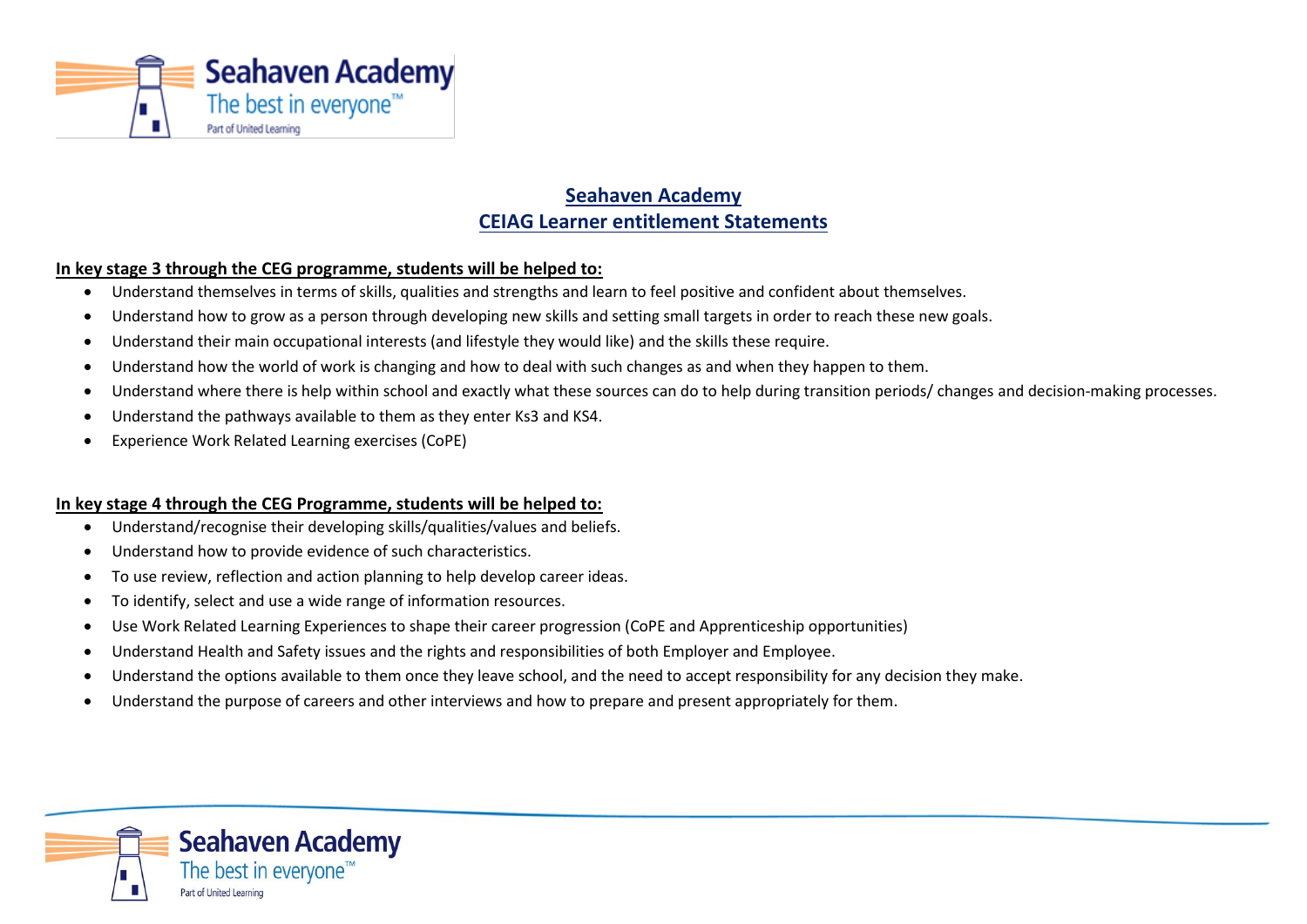# Seahaven Academy
## CEIAG Learner entitlement Statements

**In key stage 3 through the CEG programme, students will be helped to:**

- Understand themselves in terms of skills, qualities and strengths and learn to feel positive and confident about themselves.
- Understand how to grow as a person through developing new skills and setting small targets in order to reach these new goals.
- Understand their main occupational interests (and lifestyle they would like) and the skills these require.
- Understand how the world of work is changing and how to deal with such changes as and when they happen to them.
- Understand where there is help within school and exactly what these sources can do to help during transition periods/ changes and decision-making processes.
- Understand the pathways available to them as they enter Ks3 and KS4.
- Experience Work Related Learning exercises (CoPE)

**In key stage 4 through the CEG Programme, students will be helped to:**

- Understand/recognise their developing skills/qualities/values and beliefs.
- Understand how to provide evidence of such characteristics.
- To use review, reflection and action planning to help develop career ideas.
- To identify, select and use a wide range of information resources.
- Use Work Related Learning Experiences to shape their career progression (CoPE and Apprenticeship opportunities)
- Understand Health and Safety issues and the rights and responsibilities of both Employer and Employee.
- Understand the options available to them once they leave school, and the need to accept responsibility for any decision they make.
- Understand the purpose of careers and other interviews and how to prepare and present appropriately for them.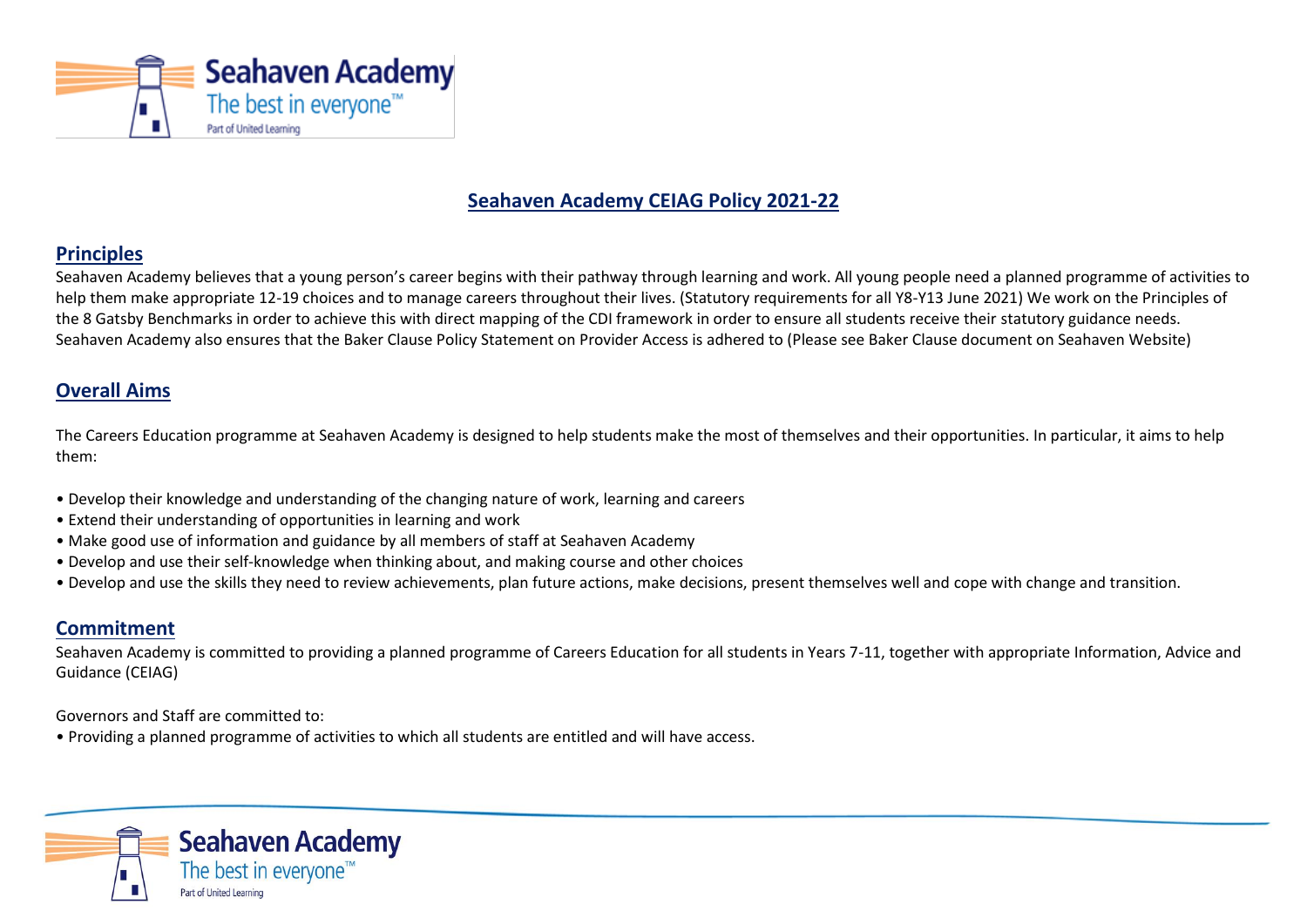# Seahaven Academy CEIAG Policy 2021-22

## Principles

Seahaven Academy believes that a young person's career begins with their pathway through learning and work. All young people need a planned programme of activities to help them make appropriate 12-19 choices and to manage careers throughout their lives. (Statutory requirements for all Y8-Y13 June 2021) We work on the Principles of the 8 Gatsby Benchmarks in order to achieve this with direct mapping of the CDI framework in order to ensure all students receive their statutory guidance needs. Seahaven Academy also ensures that the Baker Clause Policy Statement on Provider Access is adhered to (Please see Baker Clause document on Seahaven Website)

## Overall Aims

The Careers Education programme at Seahaven Academy is designed to help students make the most of themselves and their opportunities. In particular, it aims to help them:

- Develop their knowledge and understanding of the changing nature of work, learning and careers
- Extend their understanding of opportunities in learning and work
- Make good use of information and guidance by all members of staff at Seahaven Academy
- Develop and use their self-knowledge when thinking about, and making course and other choices
- Develop and use the skills they need to review achievements, plan future actions, make decisions, present themselves well and cope with change and transition.

## Commitment

Seahaven Academy is committed to providing a planned programme of Careers Education for all students in Years 7-11, together with appropriate Information, Advice and Guidance (CEIAG)

Governors and Staff are committed to:

- Providing a planned programme of activities to which all students are entitled and will have access.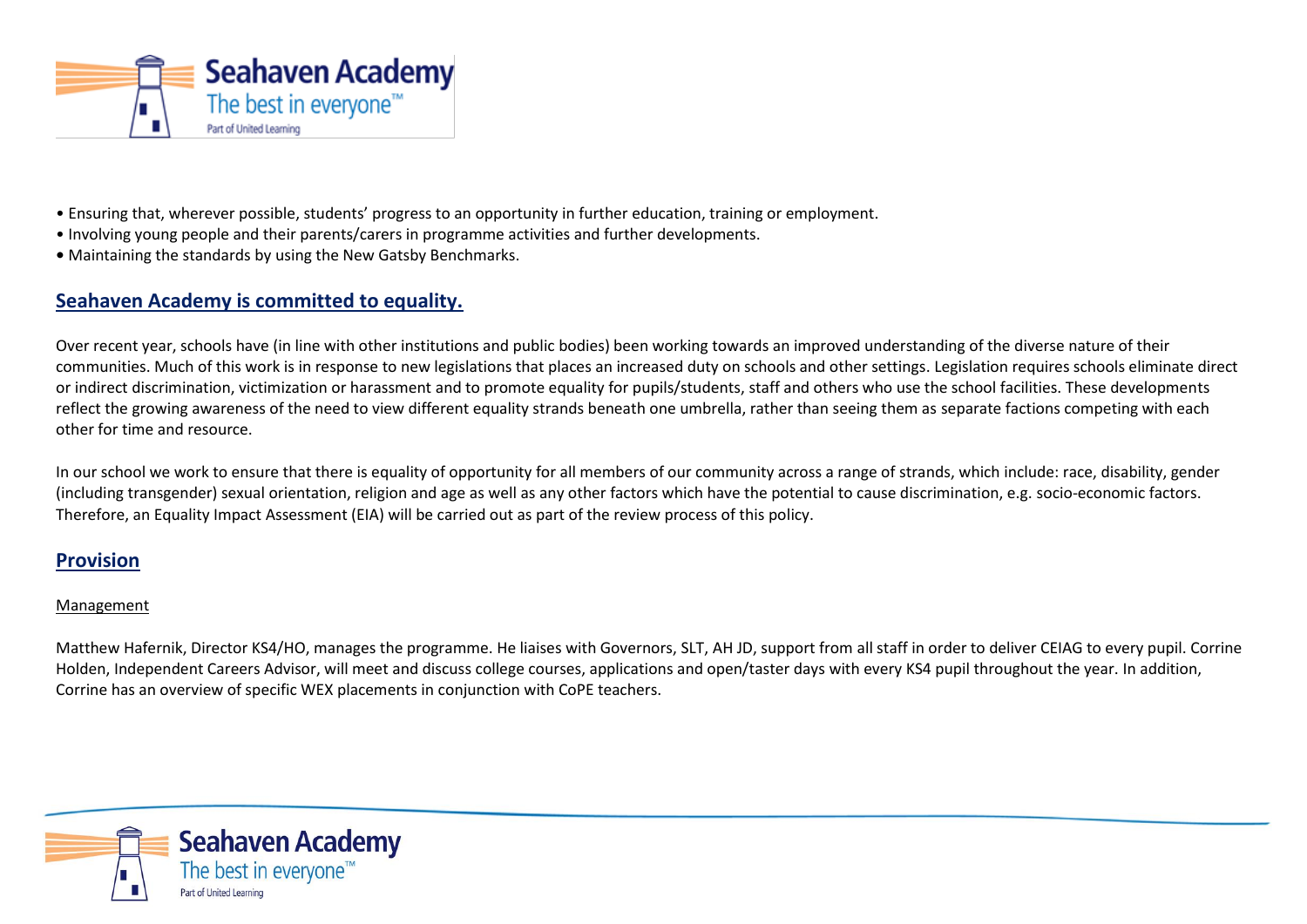• Ensuring that, wherever possible, students' progress to an opportunity in further education, training or employment.
• Involving young people and their parents/carers in programme activities and further developments.
• Maintaining the standards by using the New Gatsby Benchmarks.

## Seahaven Academy is committed to equality.

Over recent year, schools have (in line with other institutions and public bodies) been working towards an improved understanding of the diverse nature of their communities. Much of this work is in response to new legislations that places an increased duty on schools and other settings. Legislation requires schools eliminate direct or indirect discrimination, victimization or harassment and to promote equality for pupils/students, staff and others who use the school facilities. These developments reflect the growing awareness of the need to view different equality strands beneath one umbrella, rather than seeing them as separate factions competing with each other for time and resource.

In our school we work to ensure that there is equality of opportunity for all members of our community across a range of strands, which include: race, disability, gender (including transgender) sexual orientation, religion and age as well as any other factors which have the potential to cause discrimination, e.g. socio-economic factors. Therefore, an Equality Impact Assessment (EIA) will be carried out as part of the review process of this policy.

## Provision

### Management

Matthew Hafernik, Director KS4/HO, manages the programme. He liaises with Governors, SLT, AH JD, support from all staff in order to deliver CEIAG to every pupil. Corrine Holden, Independent Careers Advisor, will meet and discuss college courses, applications and open/taster days with every KS4 pupil throughout the year. In addition, Corrine has an overview of specific WEX placements in conjunction with CoPE teachers.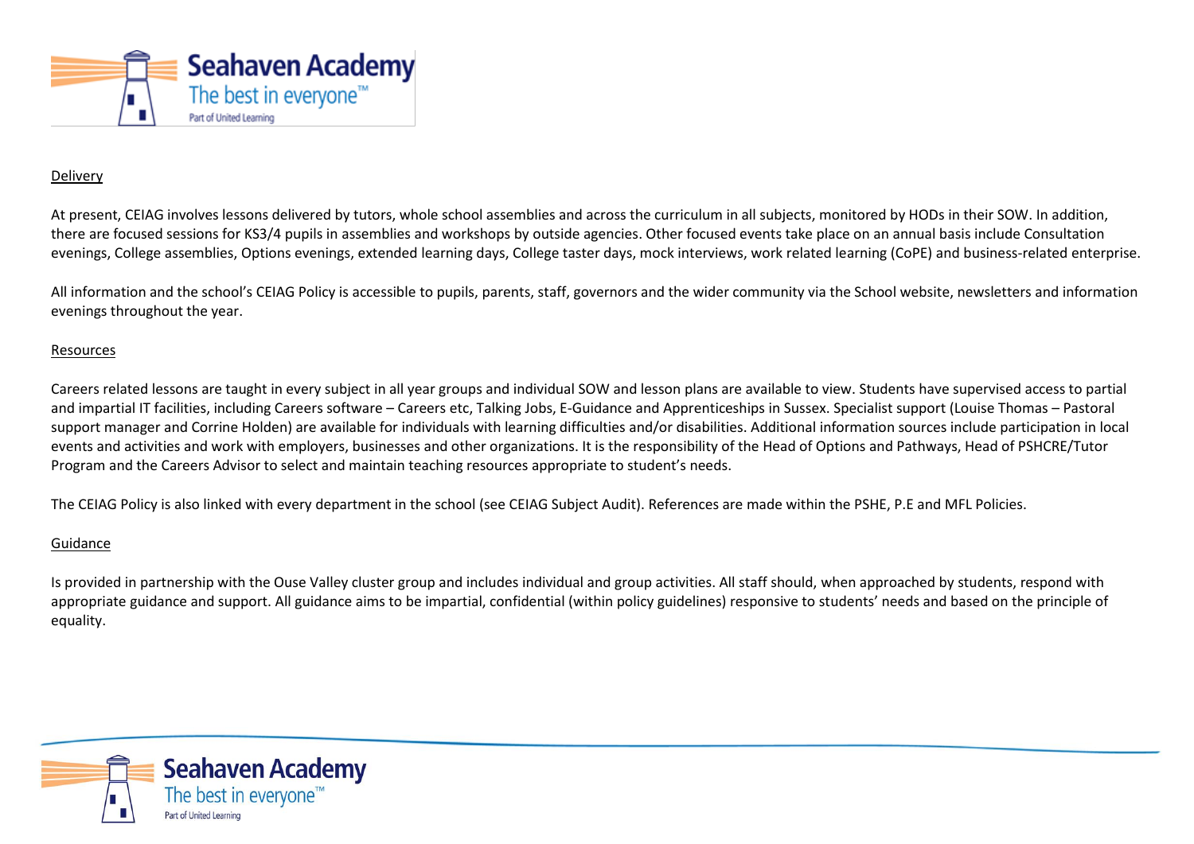## Delivery

At present, CEIAG involves lessons delivered by tutors, whole school assemblies and across the curriculum in all subjects, monitored by HODs in their SOW. In addition, there are focused sessions for KS3/4 pupils in assemblies and workshops by outside agencies. Other focused events take place on an annual basis include Consultation evenings, College assemblies, Options evenings, extended learning days, College taster days, mock interviews, work related learning (CoPE) and business-related enterprise.

All information and the school's CEIAG Policy is accessible to pupils, parents, staff, governors and the wider community via the School website, newsletters and information evenings throughout the year.

## Resources

Careers related lessons are taught in every subject in all year groups and individual SOW and lesson plans are available to view. Students have supervised access to partial and impartial IT facilities, including Careers software – Careers etc, Talking Jobs, E-Guidance and Apprenticeships in Sussex. Specialist support (Louise Thomas – Pastoral support manager and Corrine Holden) are available for individuals with learning difficulties and/or disabilities. Additional information sources include participation in local events and activities and work with employers, businesses and other organizations. It is the responsibility of the Head of Options and Pathways, Head of PSHCRE/Tutor Program and the Careers Advisor to select and maintain teaching resources appropriate to student's needs.

The CEIAG Policy is also linked with every department in the school (see CEIAG Subject Audit). References are made within the PSHE, P.E and MFL Policies.

## Guidance

Is provided in partnership with the Ouse Valley cluster group and includes individual and group activities. All staff should, when approached by students, respond with appropriate guidance and support. All guidance aims to be impartial, confidential (within policy guidelines) responsive to students' needs and based on the principle of equality.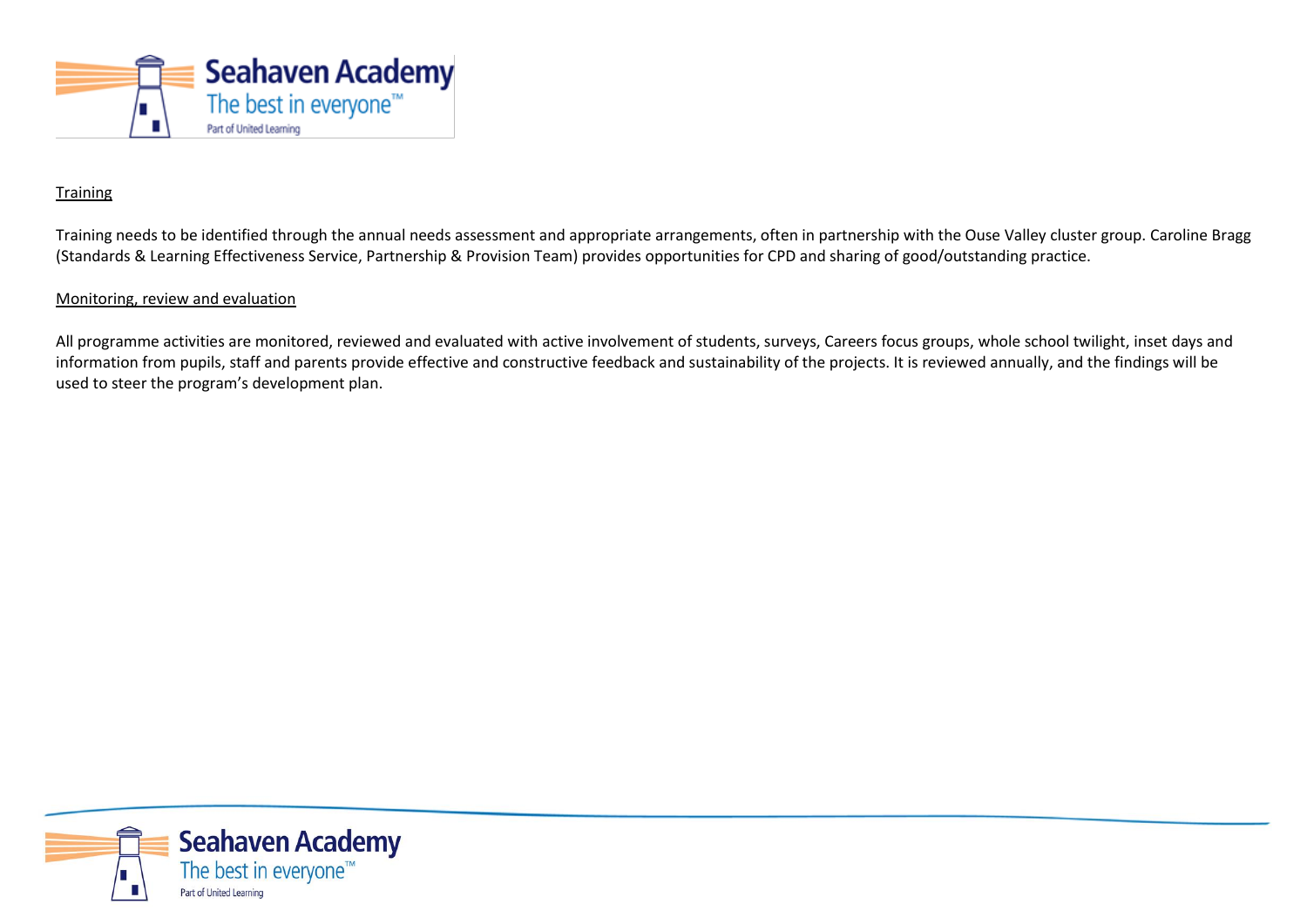<u>Training</u>

Training needs to be identified through the annual needs assessment and appropriate arrangements, often in partnership with the Ouse Valley cluster group. Caroline Bragg (Standards & Learning Effectiveness Service, Partnership & Provision Team) provides opportunities for CPD and sharing of good/outstanding practice.

<u>Monitoring, review and evaluation</u>

All programme activities are monitored, reviewed and evaluated with active involvement of students, surveys, Careers focus groups, whole school twilight, inset days and information from pupils, staff and parents provide effective and constructive feedback and sustainability of the projects. It is reviewed annually, and the findings will be used to steer the program's development plan.